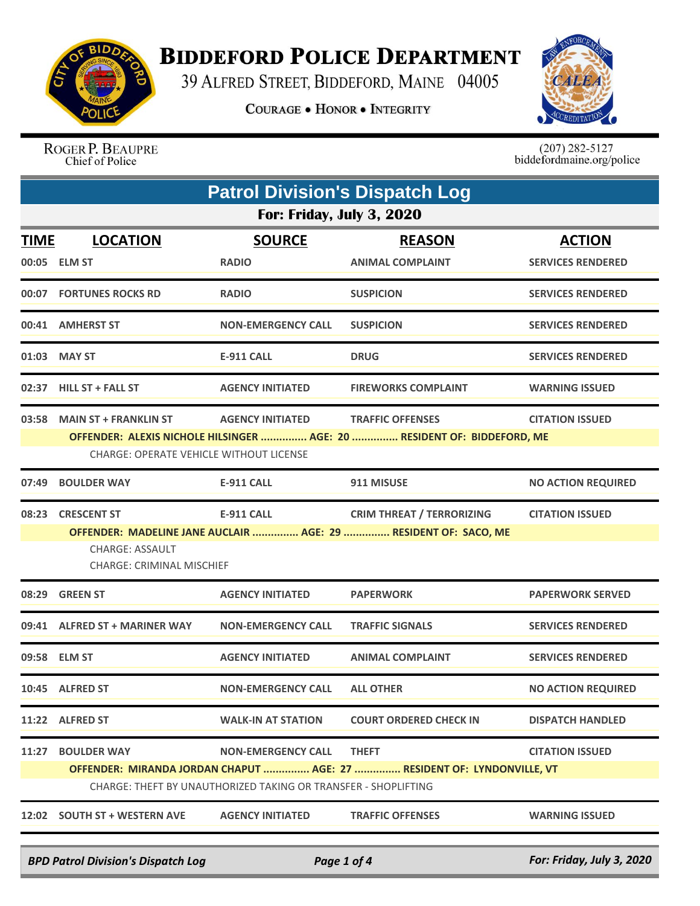# BIDDEFORD POLICE DEPARTMENT

39 ALFRED STREET, BIDDEFORD, MAINE 04005

COURAGE • HONOR • INTEGRITY

ROGER P. BEAUPRE
Chief of Police

(207) 282-5127
biddefordmaine.org/police

## Patrol Division's Dispatch Log

### For: Friday, July 3, 2020

| TIME | LOCATION | SOURCE | REASON | ACTION |
|---|---|---|---|---|
| 00:05 | ELM ST | RADIO | ANIMAL COMPLAINT | SERVICES RENDERED |
| 00:07 | FORTUNES ROCKS RD | RADIO | SUSPICION | SERVICES RENDERED |
| 00:41 | AMHERST ST | NON-EMERGENCY CALL | SUSPICION | SERVICES RENDERED |
| 01:03 | MAY ST | E-911 CALL | DRUG | SERVICES RENDERED |
| 02:37 | HILL ST + FALL ST | AGENCY INITIATED | FIREWORKS COMPLAINT | WARNING ISSUED |
| 03:58 | MAIN ST + FRANKLIN ST | AGENCY INITIATED | TRAFFIC OFFENSES | CITATION ISSUED |
| | OFFENDER: ALEXIS NICHOLE HILSINGER ............... AGE: 20 ............... RESIDENT OF: BIDDEFORD, ME | | | |
| | CHARGE: OPERATE VEHICLE WITHOUT LICENSE | | | |
| 07:49 | BOULDER WAY | E-911 CALL | 911 MISUSE | NO ACTION REQUIRED |
| 08:23 | CRESCENT ST | E-911 CALL | CRIM THREAT / TERRORIZING | CITATION ISSUED |
| | OFFENDER: MADELINE JANE AUCLAIR ............... AGE: 29 ............... RESIDENT OF: SACO, ME | | | |
| | CHARGE: ASSAULT | | | |
| | CHARGE: CRIMINAL MISCHIEF | | | |
| 08:29 | GREEN ST | AGENCY INITIATED | PAPERWORK | PAPERWORK SERVED |
| 09:41 | ALFRED ST + MARINER WAY | NON-EMERGENCY CALL | TRAFFIC SIGNALS | SERVICES RENDERED |
| 09:58 | ELM ST | AGENCY INITIATED | ANIMAL COMPLAINT | SERVICES RENDERED |
| 10:45 | ALFRED ST | NON-EMERGENCY CALL | ALL OTHER | NO ACTION REQUIRED |
| 11:22 | ALFRED ST | WALK-IN AT STATION | COURT ORDERED CHECK IN | DISPATCH HANDLED |
| 11:27 | BOULDER WAY | NON-EMERGENCY CALL | THEFT | CITATION ISSUED |
| | OFFENDER: MIRANDA JORDAN CHAPUT ............... AGE: 27 ............... RESIDENT OF: LYNDONVILLE, VT | | | |
| | CHARGE: THEFT BY UNAUTHORIZED TAKING OR TRANSFER - SHOPLIFTING | | | |
| 12:02 | SOUTH ST + WESTERN AVE | AGENCY INITIATED | TRAFFIC OFFENSES | WARNING ISSUED |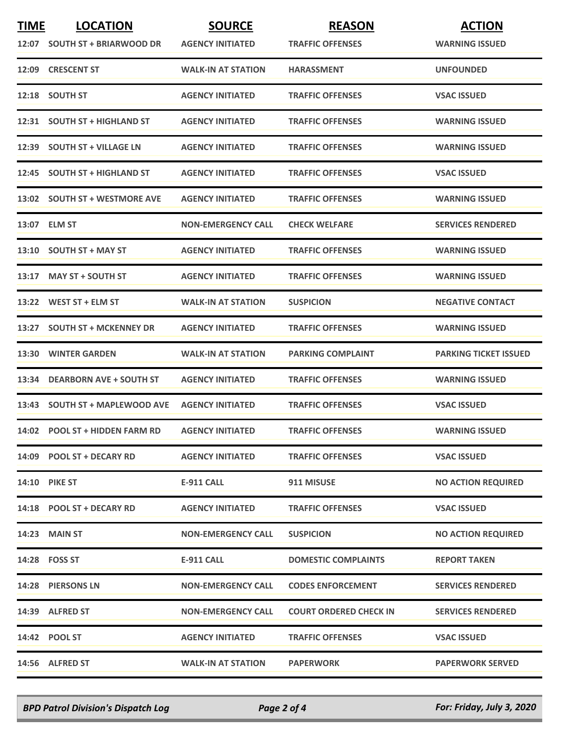| TIME | LOCATION | SOURCE | REASON | ACTION |
|---|---|---|---|---|
| 12:07 | SOUTH ST + BRIARWOOD DR | AGENCY INITIATED | TRAFFIC OFFENSES | WARNING ISSUED |
| 12:09 | CRESCENT ST | WALK-IN AT STATION | HARASSMENT | UNFOUNDED |
| 12:18 | SOUTH ST | AGENCY INITIATED | TRAFFIC OFFENSES | VSAC ISSUED |
| 12:31 | SOUTH ST + HIGHLAND ST | AGENCY INITIATED | TRAFFIC OFFENSES | WARNING ISSUED |
| 12:39 | SOUTH ST + VILLAGE LN | AGENCY INITIATED | TRAFFIC OFFENSES | WARNING ISSUED |
| 12:45 | SOUTH ST + HIGHLAND ST | AGENCY INITIATED | TRAFFIC OFFENSES | VSAC ISSUED |
| 13:02 | SOUTH ST + WESTMORE AVE | AGENCY INITIATED | TRAFFIC OFFENSES | WARNING ISSUED |
| 13:07 | ELM ST | NON-EMERGENCY CALL | CHECK WELFARE | SERVICES RENDERED |
| 13:10 | SOUTH ST + MAY ST | AGENCY INITIATED | TRAFFIC OFFENSES | WARNING ISSUED |
| 13:17 | MAY ST + SOUTH ST | AGENCY INITIATED | TRAFFIC OFFENSES | WARNING ISSUED |
| 13:22 | WEST ST + ELM ST | WALK-IN AT STATION | SUSPICION | NEGATIVE CONTACT |
| 13:27 | SOUTH ST + MCKENNEY DR | AGENCY INITIATED | TRAFFIC OFFENSES | WARNING ISSUED |
| 13:30 | WINTER GARDEN | WALK-IN AT STATION | PARKING COMPLAINT | PARKING TICKET ISSUED |
| 13:34 | DEARBORN AVE + SOUTH ST | AGENCY INITIATED | TRAFFIC OFFENSES | WARNING ISSUED |
| 13:43 | SOUTH ST + MAPLEWOOD AVE | AGENCY INITIATED | TRAFFIC OFFENSES | VSAC ISSUED |
| 14:02 | POOL ST + HIDDEN FARM RD | AGENCY INITIATED | TRAFFIC OFFENSES | WARNING ISSUED |
| 14:09 | POOL ST + DECARY RD | AGENCY INITIATED | TRAFFIC OFFENSES | VSAC ISSUED |
| 14:10 | PIKE ST | E-911 CALL | 911 MISUSE | NO ACTION REQUIRED |
| 14:18 | POOL ST + DECARY RD | AGENCY INITIATED | TRAFFIC OFFENSES | VSAC ISSUED |
| 14:23 | MAIN ST | NON-EMERGENCY CALL | SUSPICION | NO ACTION REQUIRED |
| 14:28 | FOSS ST | E-911 CALL | DOMESTIC COMPLAINTS | REPORT TAKEN |
| 14:28 | PIERSONS LN | NON-EMERGENCY CALL | CODES ENFORCEMENT | SERVICES RENDERED |
| 14:39 | ALFRED ST | NON-EMERGENCY CALL | COURT ORDERED CHECK IN | SERVICES RENDERED |
| 14:42 | POOL ST | AGENCY INITIATED | TRAFFIC OFFENSES | VSAC ISSUED |
| 14:56 | ALFRED ST | WALK-IN AT STATION | PAPERWORK | PAPERWORK SERVED |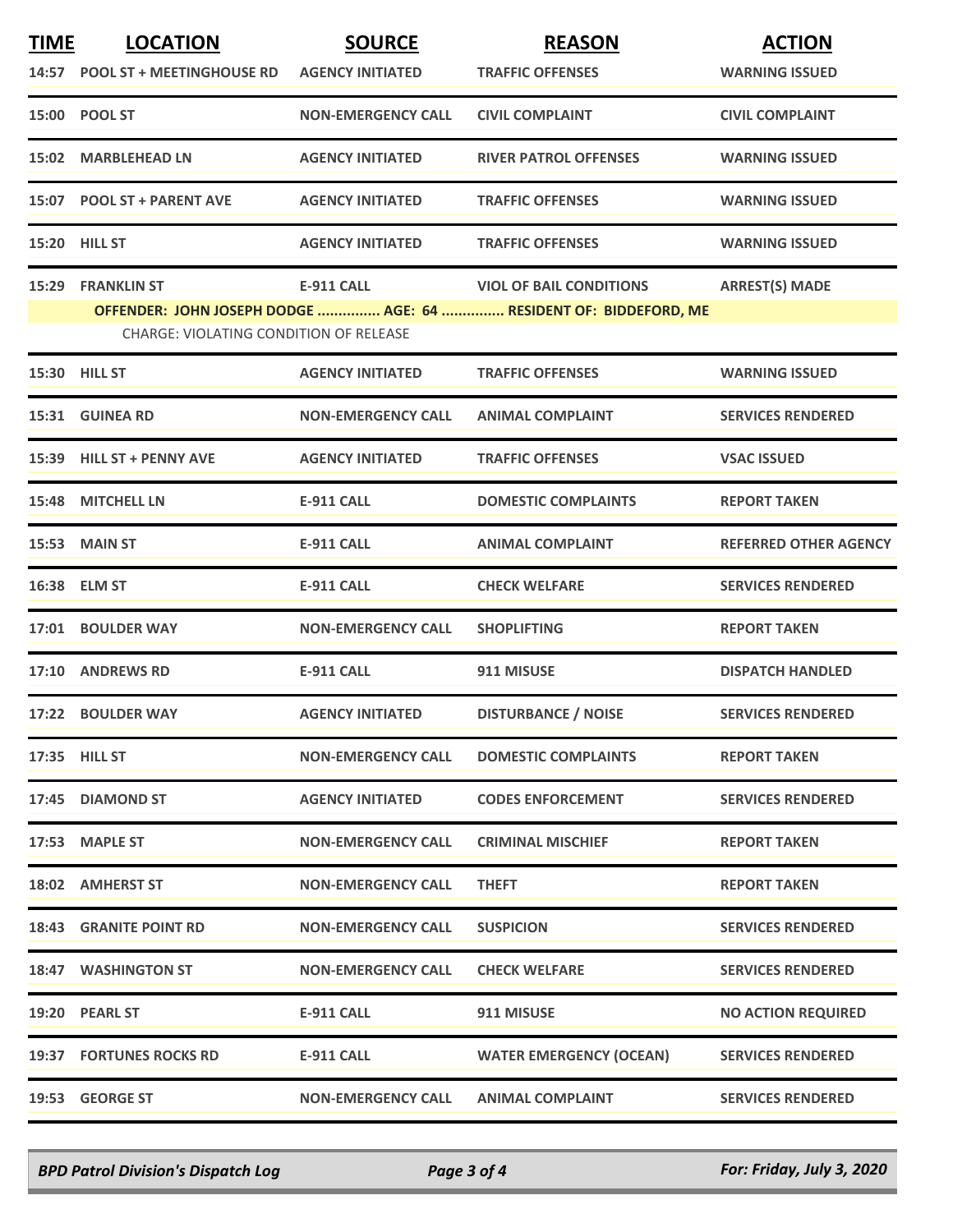| TIME | LOCATION | SOURCE | REASON | ACTION |
|---|---|---|---|---|
| 14:57 | POOL ST + MEETINGHOUSE RD | AGENCY INITIATED | TRAFFIC OFFENSES | WARNING ISSUED |
| 15:00 | POOL ST | NON-EMERGENCY CALL | CIVIL COMPLAINT | CIVIL COMPLAINT |
| 15:02 | MARBLEHEAD LN | AGENCY INITIATED | RIVER PATROL OFFENSES | WARNING ISSUED |
| 15:07 | POOL ST + PARENT AVE | AGENCY INITIATED | TRAFFIC OFFENSES | WARNING ISSUED |
| 15:20 | HILL ST | AGENCY INITIATED | TRAFFIC OFFENSES | WARNING ISSUED |
| 15:29 | FRANKLIN ST | E-911 CALL | VIOL OF BAIL CONDITIONS | ARREST(S) MADE |
| | **OFFENDER: JOHN JOSEPH DODGE ............... AGE: 64 ............... RESIDENT OF: BIDDEFORD, ME** | | | |
| | CHARGE: VIOLATING CONDITION OF RELEASE | | | |
| 15:30 | HILL ST | AGENCY INITIATED | TRAFFIC OFFENSES | WARNING ISSUED |
| 15:31 | GUINEA RD | NON-EMERGENCY CALL | ANIMAL COMPLAINT | SERVICES RENDERED |
| 15:39 | HILL ST + PENNY AVE | AGENCY INITIATED | TRAFFIC OFFENSES | VSAC ISSUED |
| 15:48 | MITCHELL LN | E-911 CALL | DOMESTIC COMPLAINTS | REPORT TAKEN |
| 15:53 | MAIN ST | E-911 CALL | ANIMAL COMPLAINT | REFERRED OTHER AGENCY |
| 16:38 | ELM ST | E-911 CALL | CHECK WELFARE | SERVICES RENDERED |
| 17:01 | BOULDER WAY | NON-EMERGENCY CALL | SHOPLIFTING | REPORT TAKEN |
| 17:10 | ANDREWS RD | E-911 CALL | 911 MISUSE | DISPATCH HANDLED |
| 17:22 | BOULDER WAY | AGENCY INITIATED | DISTURBANCE / NOISE | SERVICES RENDERED |
| 17:35 | HILL ST | NON-EMERGENCY CALL | DOMESTIC COMPLAINTS | REPORT TAKEN |
| 17:45 | DIAMOND ST | AGENCY INITIATED | CODES ENFORCEMENT | SERVICES RENDERED |
| 17:53 | MAPLE ST | NON-EMERGENCY CALL | CRIMINAL MISCHIEF | REPORT TAKEN |
| 18:02 | AMHERST ST | NON-EMERGENCY CALL | THEFT | REPORT TAKEN |
| 18:43 | GRANITE POINT RD | NON-EMERGENCY CALL | SUSPICION | SERVICES RENDERED |
| 18:47 | WASHINGTON ST | NON-EMERGENCY CALL | CHECK WELFARE | SERVICES RENDERED |
| 19:20 | PEARL ST | E-911 CALL | 911 MISUSE | NO ACTION REQUIRED |
| 19:37 | FORTUNES ROCKS RD | E-911 CALL | WATER EMERGENCY (OCEAN) | SERVICES RENDERED |
| 19:53 | GEORGE ST | NON-EMERGENCY CALL | ANIMAL COMPLAINT | SERVICES RENDERED |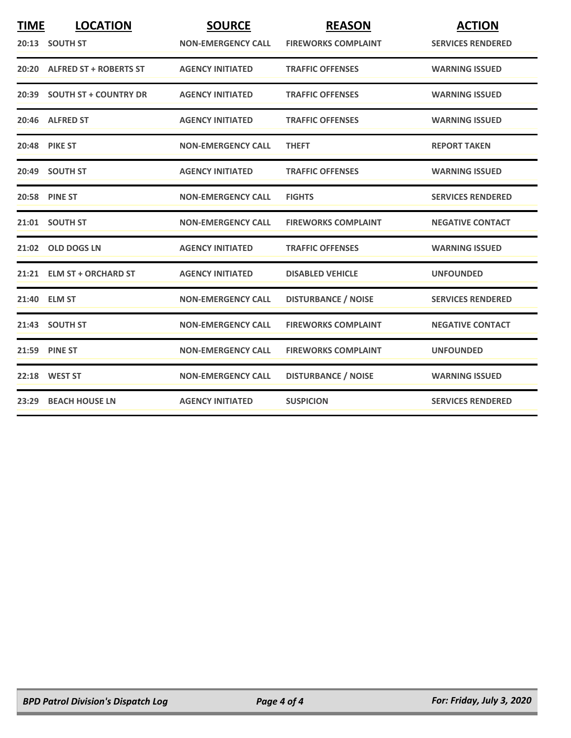| TIME | LOCATION | SOURCE | REASON | ACTION |
|---|---|---|---|---|
| 20:13 | SOUTH ST | NON-EMERGENCY CALL | FIREWORKS COMPLAINT | SERVICES RENDERED |
| 20:20 | ALFRED ST + ROBERTS ST | AGENCY INITIATED | TRAFFIC OFFENSES | WARNING ISSUED |
| 20:39 | SOUTH ST + COUNTRY DR | AGENCY INITIATED | TRAFFIC OFFENSES | WARNING ISSUED |
| 20:46 | ALFRED ST | AGENCY INITIATED | TRAFFIC OFFENSES | WARNING ISSUED |
| 20:48 | PIKE ST | NON-EMERGENCY CALL | THEFT | REPORT TAKEN |
| 20:49 | SOUTH ST | AGENCY INITIATED | TRAFFIC OFFENSES | WARNING ISSUED |
| 20:58 | PINE ST | NON-EMERGENCY CALL | FIGHTS | SERVICES RENDERED |
| 21:01 | SOUTH ST | NON-EMERGENCY CALL | FIREWORKS COMPLAINT | NEGATIVE CONTACT |
| 21:02 | OLD DOGS LN | AGENCY INITIATED | TRAFFIC OFFENSES | WARNING ISSUED |
| 21:21 | ELM ST + ORCHARD ST | AGENCY INITIATED | DISABLED VEHICLE | UNFOUNDED |
| 21:40 | ELM ST | NON-EMERGENCY CALL | DISTURBANCE / NOISE | SERVICES RENDERED |
| 21:43 | SOUTH ST | NON-EMERGENCY CALL | FIREWORKS COMPLAINT | NEGATIVE CONTACT |
| 21:59 | PINE ST | NON-EMERGENCY CALL | FIREWORKS COMPLAINT | UNFOUNDED |
| 22:18 | WEST ST | NON-EMERGENCY CALL | DISTURBANCE / NOISE | WARNING ISSUED |
| 23:29 | BEACH HOUSE LN | AGENCY INITIATED | SUSPICION | SERVICES RENDERED |